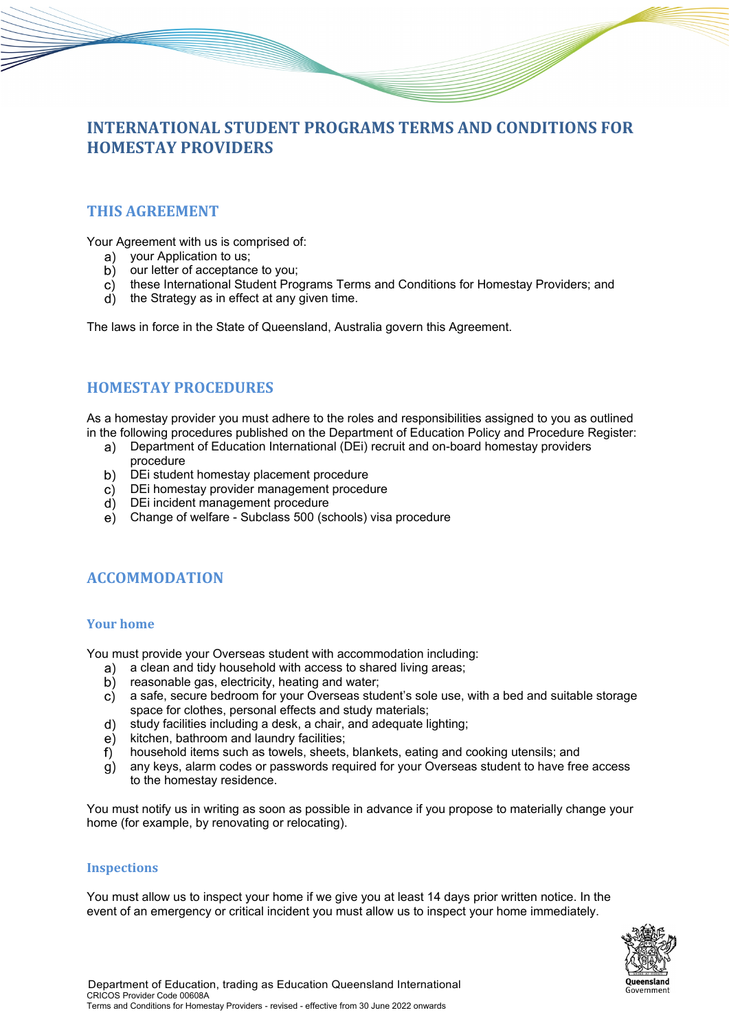# INTERNATIONAL STUDENT PROGRAMS TERMS AND CONDITIONS FOR HOMESTAY PROVIDERS

## THIS AGREEMENT

Your Agreement with us is comprised of:

a) your Application to us;
b) our letter of acceptance to you;
c) these International Student Programs Terms and Conditions for Homestay Providers; and
d) the Strategy as in effect at any given time.

The laws in force in the State of Queensland, Australia govern this Agreement.

## HOMESTAY PROCEDURES

As a homestay provider you must adhere to the roles and responsibilities assigned to you as outlined in the following procedures published on the Department of Education Policy and Procedure Register:

a) Department of Education International (DEi) recruit and on-board homestay providers procedure
b) DEi student homestay placement procedure
c) DEi homestay provider management procedure
d) DEi incident management procedure
e) Change of welfare - Subclass 500 (schools) visa procedure

## ACCOMMODATION

### Your home

You must provide your Overseas student with accommodation including:

a) a clean and tidy household with access to shared living areas;
b) reasonable gas, electricity, heating and water;
c) a safe, secure bedroom for your Overseas student's sole use, with a bed and suitable storage space for clothes, personal effects and study materials;
d) study facilities including a desk, a chair, and adequate lighting;
e) kitchen, bathroom and laundry facilities;
f) household items such as towels, sheets, blankets, eating and cooking utensils; and
g) any keys, alarm codes or passwords required for your Overseas student to have free access to the homestay residence.

You must notify us in writing as soon as possible in advance if you propose to materially change your home (for example, by renovating or relocating).

### Inspections

You must allow us to inspect your home if we give you at least 14 days prior written notice. In the event of an emergency or critical incident you must allow us to inspect your home immediately.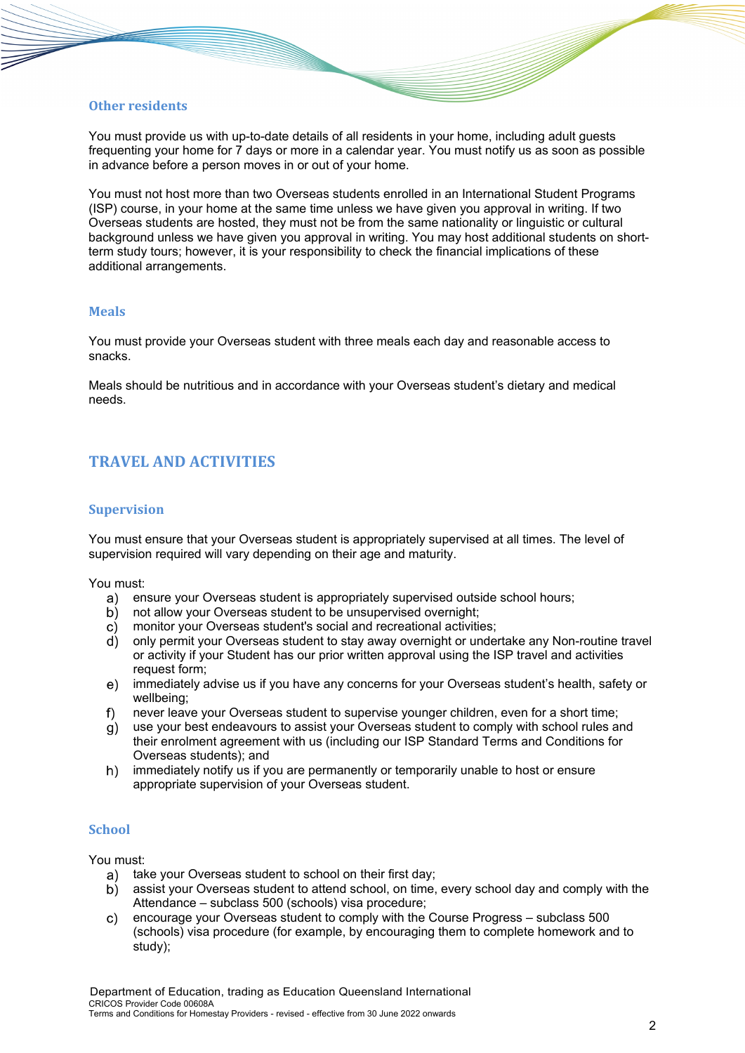### Other residents

You must provide us with up-to-date details of all residents in your home, including adult guests frequenting your home for 7 days or more in a calendar year. You must notify us as soon as possible in advance before a person moves in or out of your home.

You must not host more than two Overseas students enrolled in an International Student Programs (ISP) course, in your home at the same time unless we have given you approval in writing. If two Overseas students are hosted, they must not be from the same nationality or linguistic or cultural background unless we have given you approval in writing. You may host additional students on short-term study tours; however, it is your responsibility to check the financial implications of these additional arrangements.

### Meals

You must provide your Overseas student with three meals each day and reasonable access to snacks.

Meals should be nutritious and in accordance with your Overseas student's dietary and medical needs.

## TRAVEL AND ACTIVITIES

### Supervision

You must ensure that your Overseas student is appropriately supervised at all times. The level of supervision required will vary depending on their age and maturity.

You must:

a) ensure your Overseas student is appropriately supervised outside school hours;
b) not allow your Overseas student to be unsupervised overnight;
c) monitor your Overseas student's social and recreational activities;
d) only permit your Overseas student to stay away overnight or undertake any Non-routine travel or activity if your Student has our prior written approval using the ISP travel and activities request form;
e) immediately advise us if you have any concerns for your Overseas student's health, safety or wellbeing;
f) never leave your Overseas student to supervise younger children, even for a short time;
g) use your best endeavours to assist your Overseas student to comply with school rules and their enrolment agreement with us (including our ISP Standard Terms and Conditions for Overseas students); and
h) immediately notify us if you are permanently or temporarily unable to host or ensure appropriate supervision of your Overseas student.

### School

You must:

a) take your Overseas student to school on their first day;
b) assist your Overseas student to attend school, on time, every school day and comply with the Attendance – subclass 500 (schools) visa procedure;
c) encourage your Overseas student to comply with the Course Progress – subclass 500 (schools) visa procedure (for example, by encouraging them to complete homework and to study);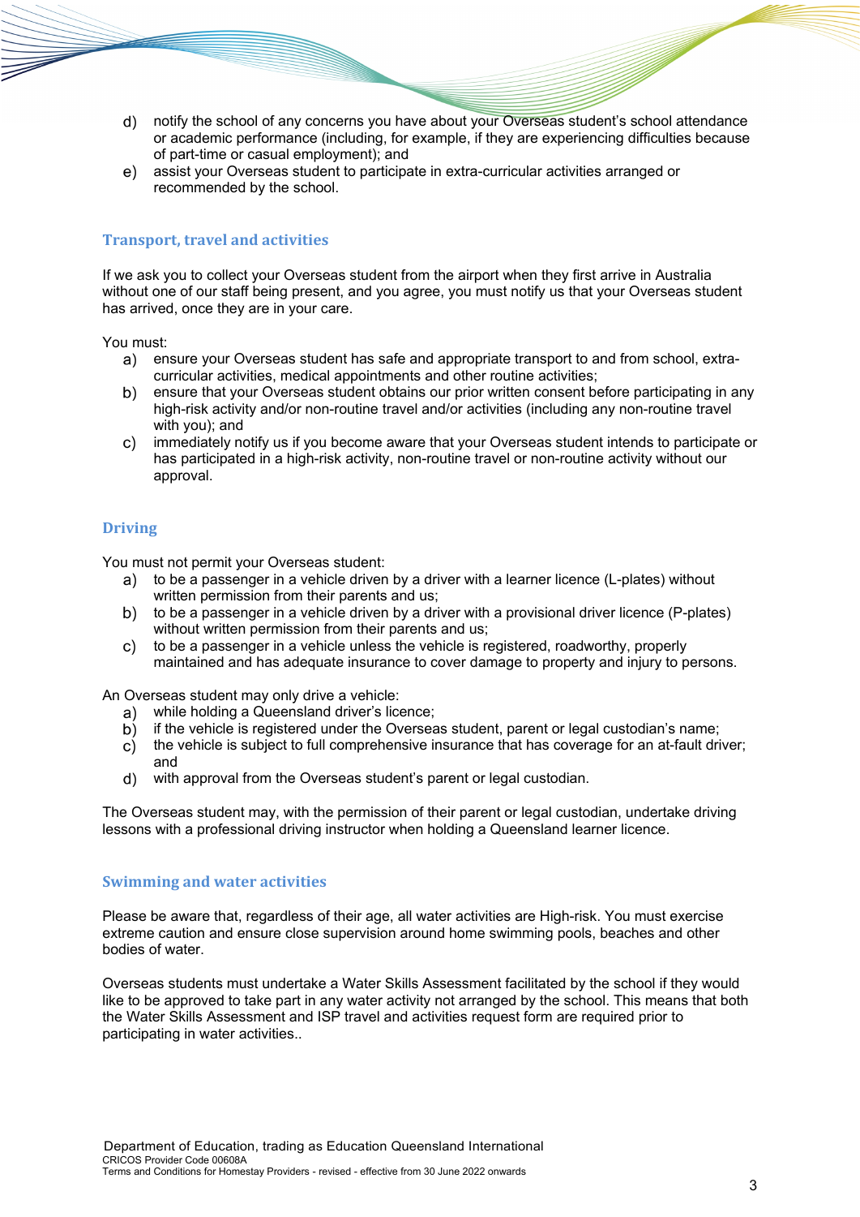d) notify the school of any concerns you have about your Overseas student's school attendance or academic performance (including, for example, if they are experiencing difficulties because of part-time or casual employment); and
e) assist your Overseas student to participate in extra-curricular activities arranged or recommended by the school.

## Transport, travel and activities

If we ask you to collect your Overseas student from the airport when they first arrive in Australia without one of our staff being present, and you agree, you must notify us that your Overseas student has arrived, once they are in your care.

You must:

a) ensure your Overseas student has safe and appropriate transport to and from school, extra-curricular activities, medical appointments and other routine activities;
b) ensure that your Overseas student obtains our prior written consent before participating in any high-risk activity and/or non-routine travel and/or activities (including any non-routine travel with you); and
c) immediately notify us if you become aware that your Overseas student intends to participate or has participated in a high-risk activity, non-routine travel or non-routine activity without our approval.

## Driving

You must not permit your Overseas student:

a) to be a passenger in a vehicle driven by a driver with a learner licence (L-plates) without written permission from their parents and us;
b) to be a passenger in a vehicle driven by a driver with a provisional driver licence (P-plates) without written permission from their parents and us;
c) to be a passenger in a vehicle unless the vehicle is registered, roadworthy, properly maintained and has adequate insurance to cover damage to property and injury to persons.

An Overseas student may only drive a vehicle:

a) while holding a Queensland driver's licence;
b) if the vehicle is registered under the Overseas student, parent or legal custodian's name;
c) the vehicle is subject to full comprehensive insurance that has coverage for an at-fault driver; and
d) with approval from the Overseas student's parent or legal custodian.

The Overseas student may, with the permission of their parent or legal custodian, undertake driving lessons with a professional driving instructor when holding a Queensland learner licence.

## Swimming and water activities

Please be aware that, regardless of their age, all water activities are High-risk. You must exercise extreme caution and ensure close supervision around home swimming pools, beaches and other bodies of water.

Overseas students must undertake a Water Skills Assessment facilitated by the school if they would like to be approved to take part in any water activity not arranged by the school. This means that both the Water Skills Assessment and ISP travel and activities request form are required prior to participating in water activities..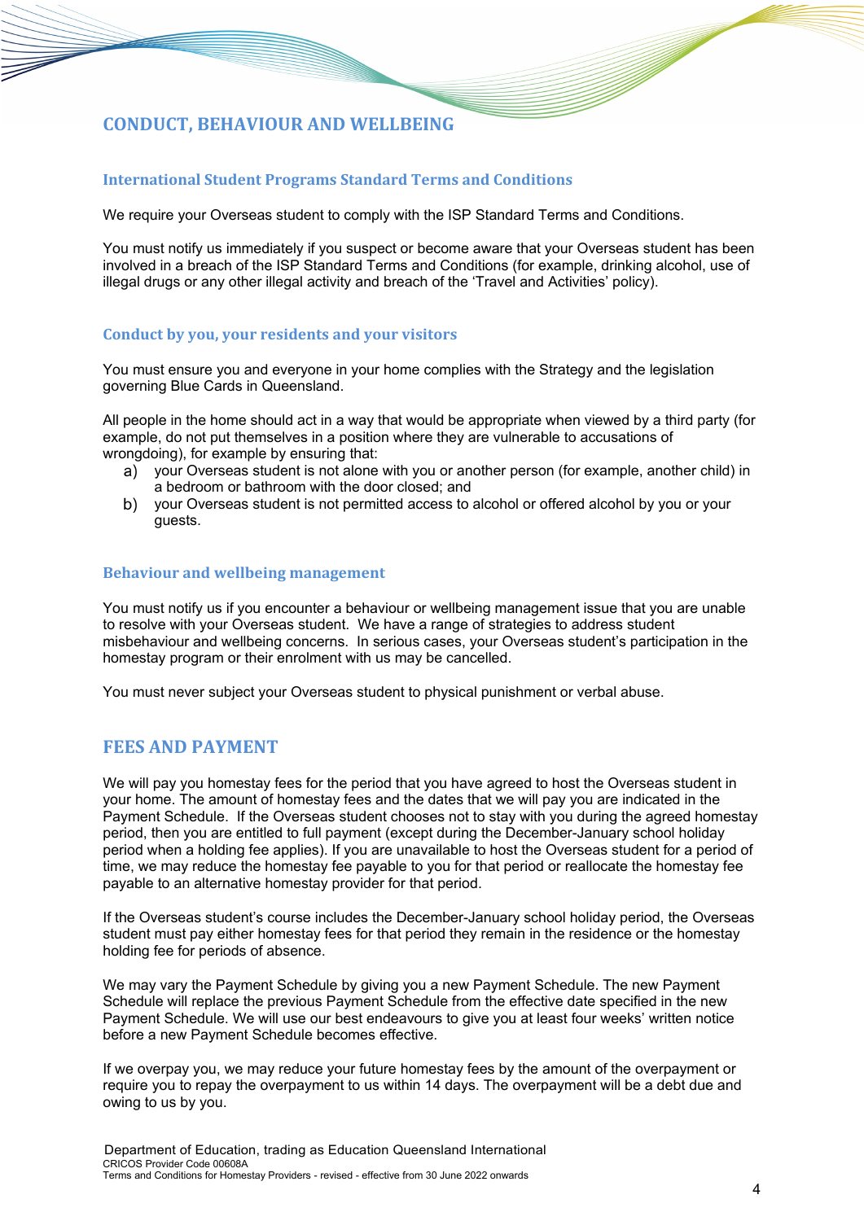## CONDUCT, BEHAVIOUR AND WELLBEING

### International Student Programs Standard Terms and Conditions

We require your Overseas student to comply with the ISP Standard Terms and Conditions.

You must notify us immediately if you suspect or become aware that your Overseas student has been involved in a breach of the ISP Standard Terms and Conditions (for example, drinking alcohol, use of illegal drugs or any other illegal activity and breach of the 'Travel and Activities' policy).

### Conduct by you, your residents and your visitors

You must ensure you and everyone in your home complies with the Strategy and the legislation governing Blue Cards in Queensland.

All people in the home should act in a way that would be appropriate when viewed by a third party (for example, do not put themselves in a position where they are vulnerable to accusations of wrongdoing), for example by ensuring that:

a) your Overseas student is not alone with you or another person (for example, another child) in a bedroom or bathroom with the door closed; and
b) your Overseas student is not permitted access to alcohol or offered alcohol by you or your guests.

### Behaviour and wellbeing management

You must notify us if you encounter a behaviour or wellbeing management issue that you are unable to resolve with your Overseas student. We have a range of strategies to address student misbehaviour and wellbeing concerns. In serious cases, your Overseas student's participation in the homestay program or their enrolment with us may be cancelled.

You must never subject your Overseas student to physical punishment or verbal abuse.

## FEES AND PAYMENT

We will pay you homestay fees for the period that you have agreed to host the Overseas student in your home. The amount of homestay fees and the dates that we will pay you are indicated in the Payment Schedule. If the Overseas student chooses not to stay with you during the agreed homestay period, then you are entitled to full payment (except during the December-January school holiday period when a holding fee applies). If you are unavailable to host the Overseas student for a period of time, we may reduce the homestay fee payable to you for that period or reallocate the homestay fee payable to an alternative homestay provider for that period.

If the Overseas student's course includes the December-January school holiday period, the Overseas student must pay either homestay fees for that period they remain in the residence or the homestay holding fee for periods of absence.

We may vary the Payment Schedule by giving you a new Payment Schedule. The new Payment Schedule will replace the previous Payment Schedule from the effective date specified in the new Payment Schedule. We will use our best endeavours to give you at least four weeks' written notice before a new Payment Schedule becomes effective.

If we overpay you, we may reduce your future homestay fees by the amount of the overpayment or require you to repay the overpayment to us within 14 days. The overpayment will be a debt due and owing to us by you.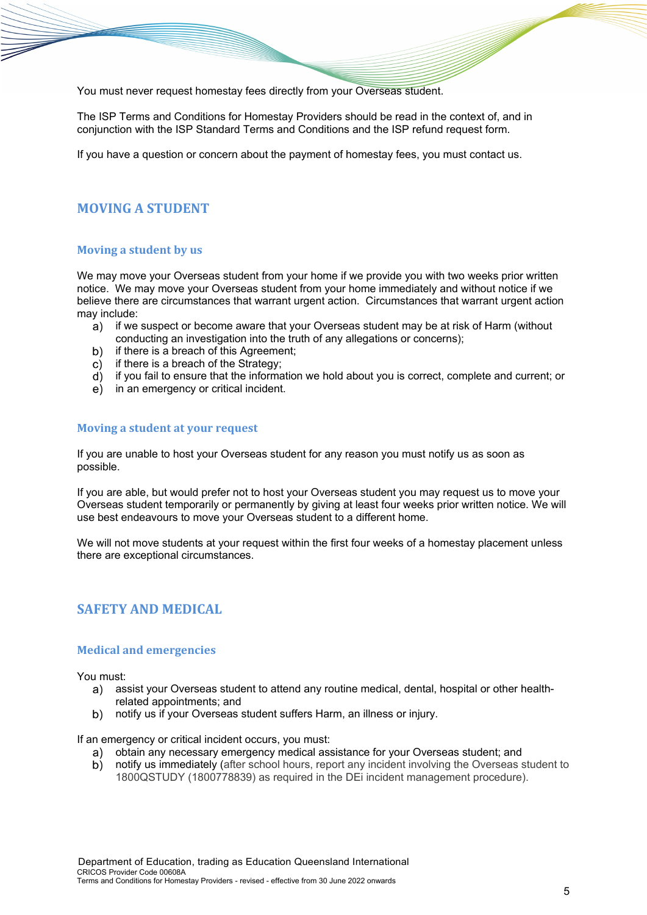You must never request homestay fees directly from your Overseas student.

The ISP Terms and Conditions for Homestay Providers should be read in the context of, and in conjunction with the ISP Standard Terms and Conditions and the ISP refund request form.

If you have a question or concern about the payment of homestay fees, you must contact us.

## MOVING A STUDENT

### Moving a student by us

We may move your Overseas student from your home if we provide you with two weeks prior written notice. We may move your Overseas student from your home immediately and without notice if we believe there are circumstances that warrant urgent action. Circumstances that warrant urgent action may include:

a) if we suspect or become aware that your Overseas student may be at risk of Harm (without conducting an investigation into the truth of any allegations or concerns);
b) if there is a breach of this Agreement;
c) if there is a breach of the Strategy;
d) if you fail to ensure that the information we hold about you is correct, complete and current; or
e) in an emergency or critical incident.

### Moving a student at your request

If you are unable to host your Overseas student for any reason you must notify us as soon as possible.

If you are able, but would prefer not to host your Overseas student you may request us to move your Overseas student temporarily or permanently by giving at least four weeks prior written notice. We will use best endeavours to move your Overseas student to a different home.

We will not move students at your request within the first four weeks of a homestay placement unless there are exceptional circumstances.

## SAFETY AND MEDICAL

### Medical and emergencies

You must:

a) assist your Overseas student to attend any routine medical, dental, hospital or other health-related appointments; and
b) notify us if your Overseas student suffers Harm, an illness or injury.

If an emergency or critical incident occurs, you must:

a) obtain any necessary emergency medical assistance for your Overseas student; and
b) notify us immediately (after school hours, report any incident involving the Overseas student to 1800QSTUDY (1800778839) as required in the DEi incident management procedure).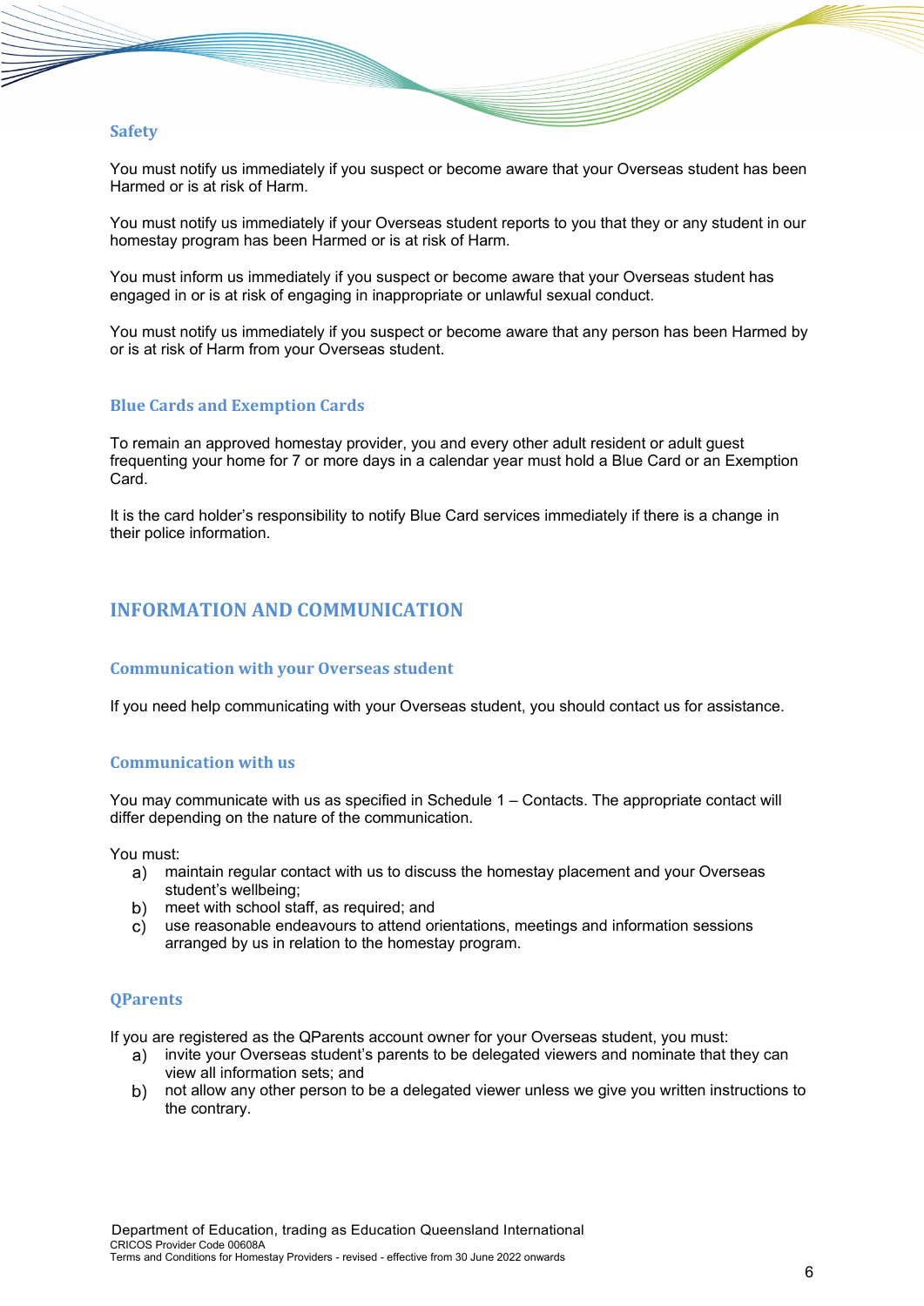### Safety

You must notify us immediately if you suspect or become aware that your Overseas student has been Harmed or is at risk of Harm.

You must notify us immediately if your Overseas student reports to you that they or any student in our homestay program has been Harmed or is at risk of Harm.

You must inform us immediately if you suspect or become aware that your Overseas student has engaged in or is at risk of engaging in inappropriate or unlawful sexual conduct.

You must notify us immediately if you suspect or become aware that any person has been Harmed by or is at risk of Harm from your Overseas student.

### Blue Cards and Exemption Cards

To remain an approved homestay provider, you and every other adult resident or adult guest frequenting your home for 7 or more days in a calendar year must hold a Blue Card or an Exemption Card.

It is the card holder's responsibility to notify Blue Card services immediately if there is a change in their police information.

## INFORMATION AND COMMUNICATION

### Communication with your Overseas student

If you need help communicating with your Overseas student, you should contact us for assistance.

### Communication with us

You may communicate with us as specified in Schedule 1 – Contacts. The appropriate contact will differ depending on the nature of the communication.

You must:

a) maintain regular contact with us to discuss the homestay placement and your Overseas student's wellbeing;
b) meet with school staff, as required; and
c) use reasonable endeavours to attend orientations, meetings and information sessions arranged by us in relation to the homestay program.

### QParents

If you are registered as the QParents account owner for your Overseas student, you must:

a) invite your Overseas student's parents to be delegated viewers and nominate that they can view all information sets; and
b) not allow any other person to be a delegated viewer unless we give you written instructions to the contrary.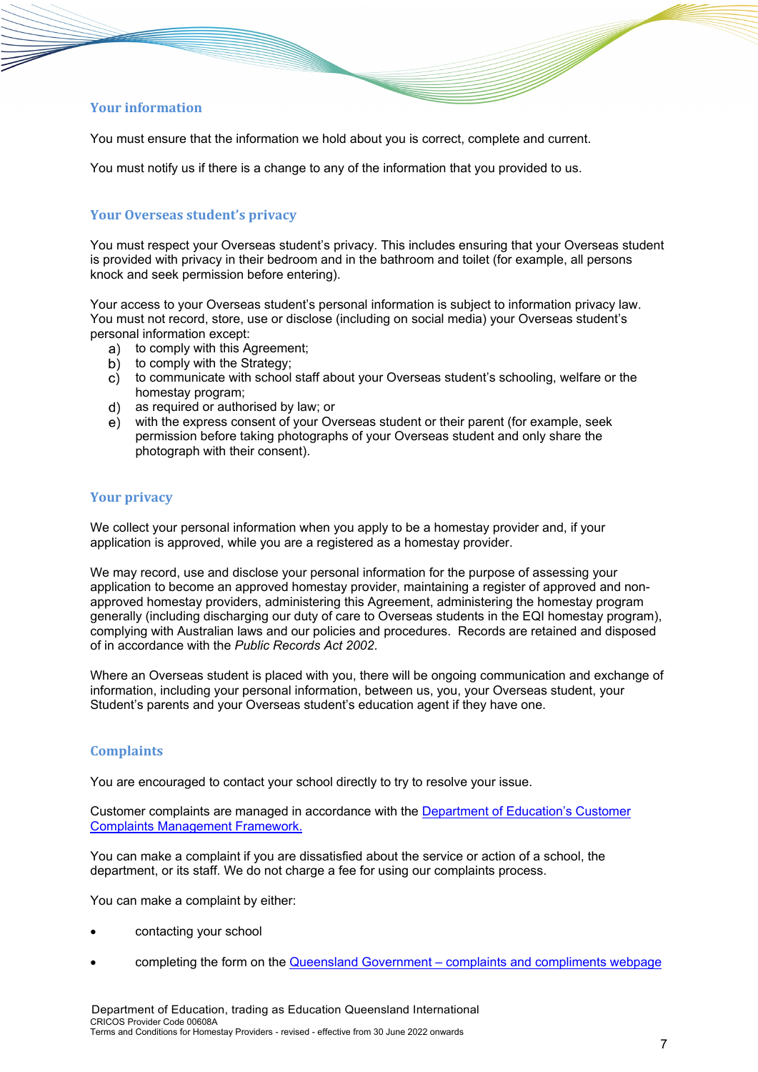## Your information

You must ensure that the information we hold about you is correct, complete and current.

You must notify us if there is a change to any of the information that you provided to us.

## Your Overseas student's privacy

You must respect your Overseas student's privacy. This includes ensuring that your Overseas student is provided with privacy in their bedroom and in the bathroom and toilet (for example, all persons knock and seek permission before entering).

Your access to your Overseas student's personal information is subject to information privacy law. You must not record, store, use or disclose (including on social media) your Overseas student's personal information except:

a) to comply with this Agreement;
b) to comply with the Strategy;
c) to communicate with school staff about your Overseas student's schooling, welfare or the homestay program;
d) as required or authorised by law; or
e) with the express consent of your Overseas student or their parent (for example, seek permission before taking photographs of your Overseas student and only share the photograph with their consent).

## Your privacy

We collect your personal information when you apply to be a homestay provider and, if your application is approved, while you are a registered as a homestay provider.

We may record, use and disclose your personal information for the purpose of assessing your application to become an approved homestay provider, maintaining a register of approved and non-approved homestay providers, administering this Agreement, administering the homestay program generally (including discharging our duty of care to Overseas students in the EQI homestay program), complying with Australian laws and our policies and procedures. Records are retained and disposed of in accordance with the *Public Records Act 2002*.

Where an Overseas student is placed with you, there will be ongoing communication and exchange of information, including your personal information, between us, you, your Overseas student, your Student's parents and your Overseas student's education agent if they have one.

## Complaints

You are encouraged to contact your school directly to try to resolve your issue.

Customer complaints are managed in accordance with the [Department of Education's Customer Complaints Management Framework.]

You can make a complaint if you are dissatisfied about the service or action of a school, the department, or its staff. We do not charge a fee for using our complaints process.

You can make a complaint by either:

- contacting your school
- completing the form on the [Queensland Government – complaints and compliments webpage]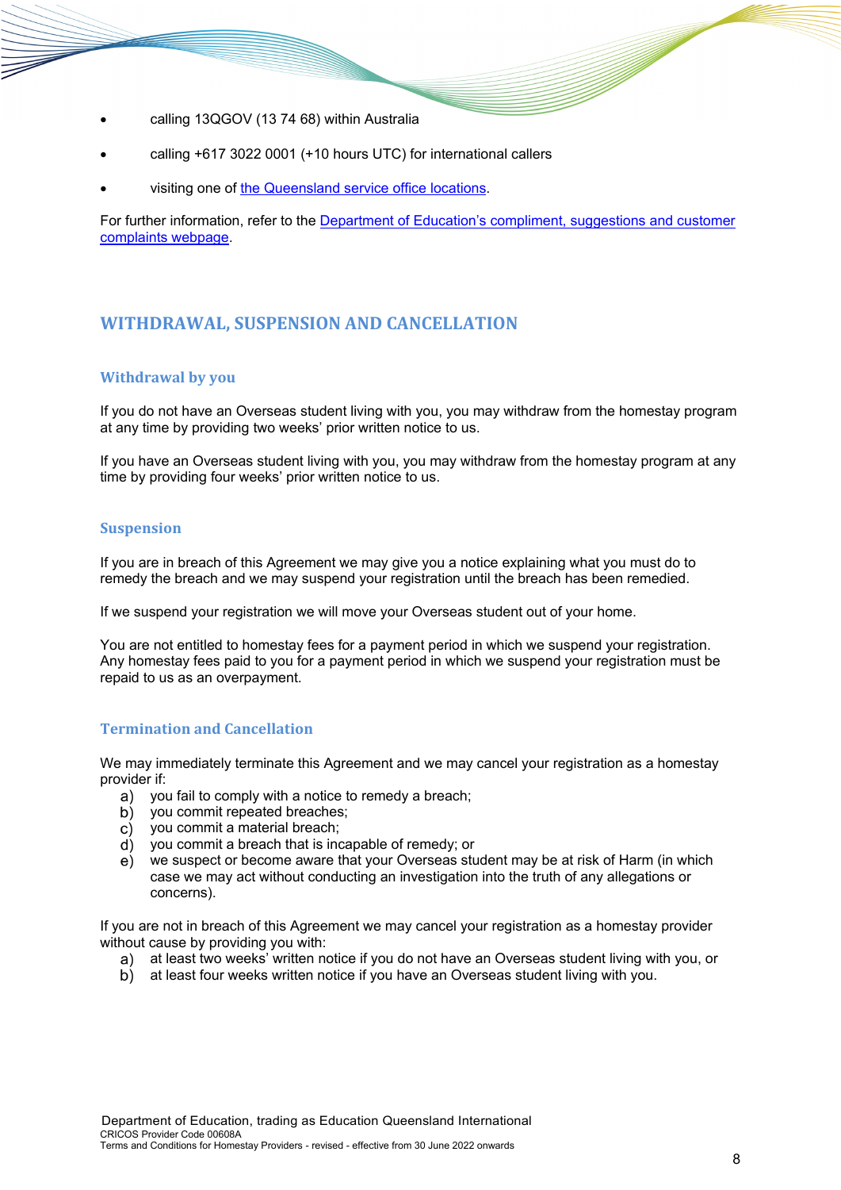- calling 13QGOV (13 74 68) within Australia
- calling +617 3022 0001 (+10 hours UTC) for international callers
- visiting one of the Queensland service office locations.

For further information, refer to the Department of Education's compliment, suggestions and customer complaints webpage.

## WITHDRAWAL, SUSPENSION AND CANCELLATION

### Withdrawal by you

If you do not have an Overseas student living with you, you may withdraw from the homestay program at any time by providing two weeks' prior written notice to us.

If you have an Overseas student living with you, you may withdraw from the homestay program at any time by providing four weeks' prior written notice to us.

### Suspension

If you are in breach of this Agreement we may give you a notice explaining what you must do to remedy the breach and we may suspend your registration until the breach has been remedied.

If we suspend your registration we will move your Overseas student out of your home.

You are not entitled to homestay fees for a payment period in which we suspend your registration. Any homestay fees paid to you for a payment period in which we suspend your registration must be repaid to us as an overpayment.

### Termination and Cancellation

We may immediately terminate this Agreement and we may cancel your registration as a homestay provider if:

a) you fail to comply with a notice to remedy a breach;
b) you commit repeated breaches;
c) you commit a material breach;
d) you commit a breach that is incapable of remedy; or
e) we suspect or become aware that your Overseas student may be at risk of Harm (in which case we may act without conducting an investigation into the truth of any allegations or concerns).

If you are not in breach of this Agreement we may cancel your registration as a homestay provider without cause by providing you with:

a) at least two weeks' written notice if you do not have an Overseas student living with you, or
b) at least four weeks written notice if you have an Overseas student living with you.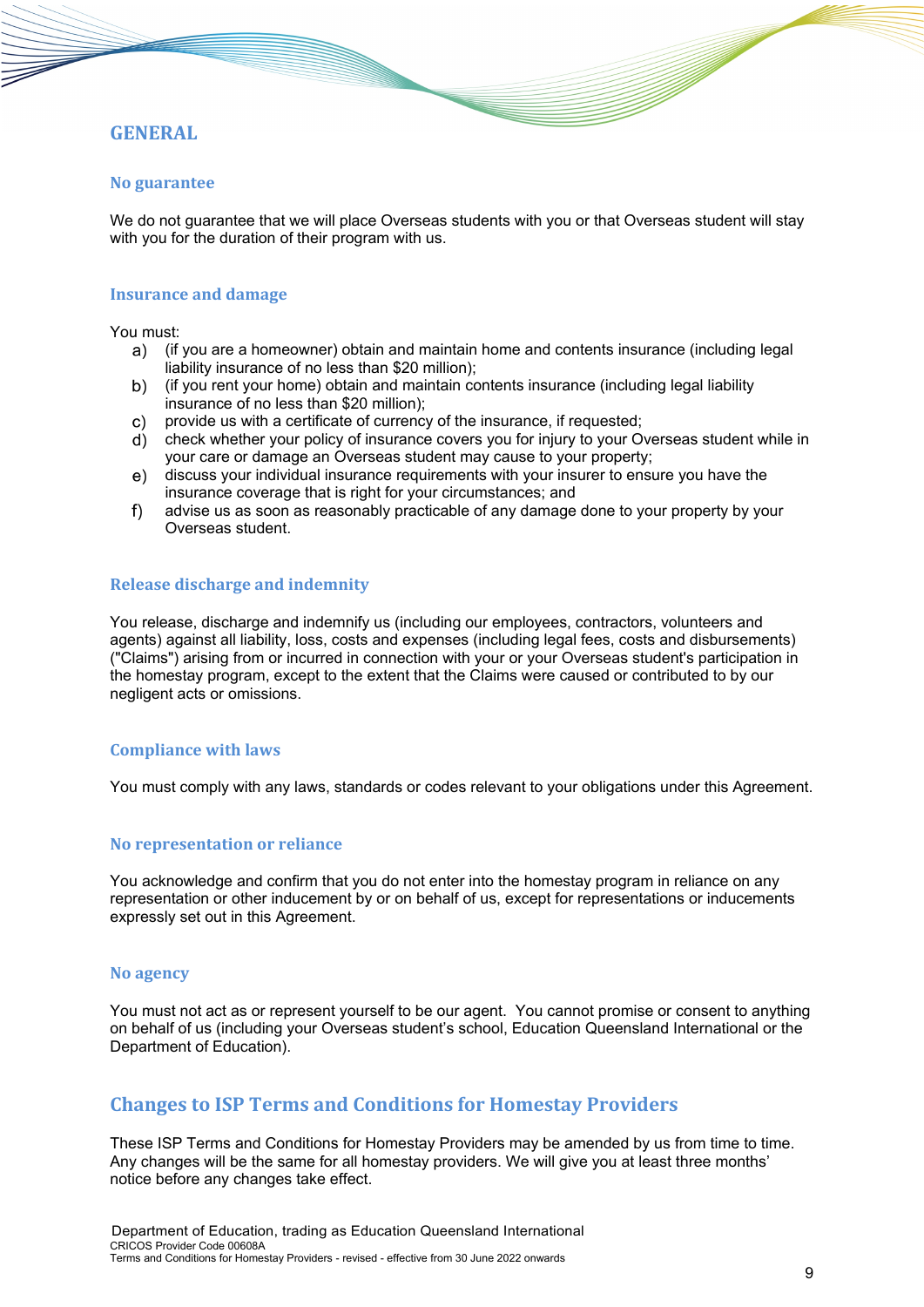## GENERAL

### No guarantee

We do not guarantee that we will place Overseas students with you or that Overseas student will stay with you for the duration of their program with us.

### Insurance and damage

You must:

a) (if you are a homeowner) obtain and maintain home and contents insurance (including legal liability insurance of no less than $20 million);
b) (if you rent your home) obtain and maintain contents insurance (including legal liability insurance of no less than $20 million);
c) provide us with a certificate of currency of the insurance, if requested;
d) check whether your policy of insurance covers you for injury to your Overseas student while in your care or damage an Overseas student may cause to your property;
e) discuss your individual insurance requirements with your insurer to ensure you have the insurance coverage that is right for your circumstances; and
f) advise us as soon as reasonably practicable of any damage done to your property by your Overseas student.

### Release discharge and indemnity

You release, discharge and indemnify us (including our employees, contractors, volunteers and agents) against all liability, loss, costs and expenses (including legal fees, costs and disbursements) ("Claims") arising from or incurred in connection with your or your Overseas student's participation in the homestay program, except to the extent that the Claims were caused or contributed to by our negligent acts or omissions.

### Compliance with laws

You must comply with any laws, standards or codes relevant to your obligations under this Agreement.

### No representation or reliance

You acknowledge and confirm that you do not enter into the homestay program in reliance on any representation or other inducement by or on behalf of us, except for representations or inducements expressly set out in this Agreement.

### No agency

You must not act as or represent yourself to be our agent. You cannot promise or consent to anything on behalf of us (including your Overseas student's school, Education Queensland International or the Department of Education).

## Changes to ISP Terms and Conditions for Homestay Providers

These ISP Terms and Conditions for Homestay Providers may be amended by us from time to time. Any changes will be the same for all homestay providers. We will give you at least three months' notice before any changes take effect.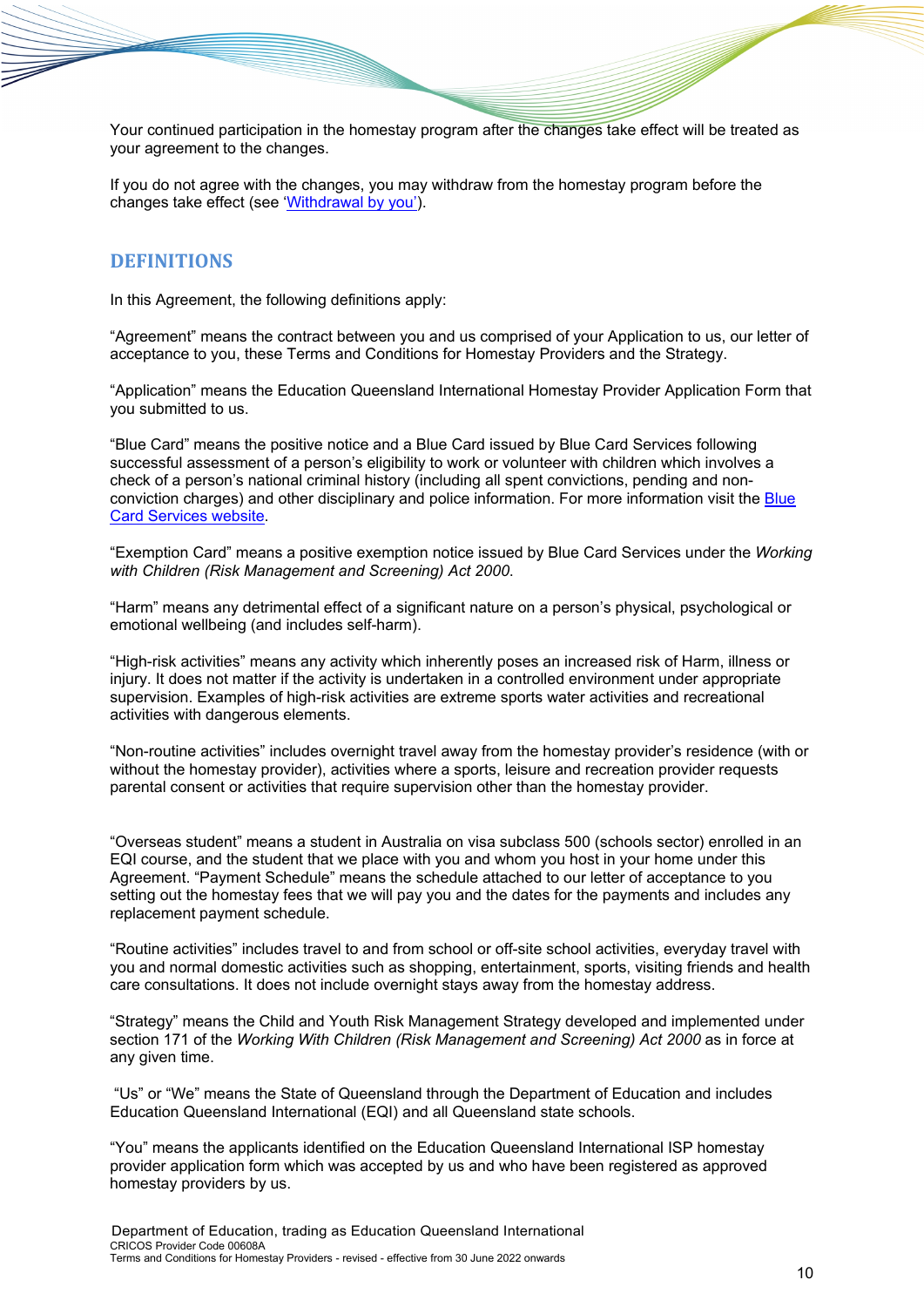Your continued participation in the homestay program after the changes take effect will be treated as your agreement to the changes.

If you do not agree with the changes, you may withdraw from the homestay program before the changes take effect (see 'Withdrawal by you').

## DEFINITIONS

In this Agreement, the following definitions apply:

"Agreement" means the contract between you and us comprised of your Application to us, our letter of acceptance to you, these Terms and Conditions for Homestay Providers and the Strategy.

"Application" means the Education Queensland International Homestay Provider Application Form that you submitted to us.

"Blue Card" means the positive notice and a Blue Card issued by Blue Card Services following successful assessment of a person's eligibility to work or volunteer with children which involves a check of a person's national criminal history (including all spent convictions, pending and non-conviction charges) and other disciplinary and police information. For more information visit the Blue Card Services website.

"Exemption Card" means a positive exemption notice issued by Blue Card Services under the *Working with Children (Risk Management and Screening) Act 2000*.

"Harm" means any detrimental effect of a significant nature on a person's physical, psychological or emotional wellbeing (and includes self-harm).

"High-risk activities" means any activity which inherently poses an increased risk of Harm, illness or injury. It does not matter if the activity is undertaken in a controlled environment under appropriate supervision. Examples of high-risk activities are extreme sports water activities and recreational activities with dangerous elements.

"Non-routine activities" includes overnight travel away from the homestay provider's residence (with or without the homestay provider), activities where a sports, leisure and recreation provider requests parental consent or activities that require supervision other than the homestay provider.

"Overseas student" means a student in Australia on visa subclass 500 (schools sector) enrolled in an EQI course, and the student that we place with you and whom you host in your home under this Agreement. "Payment Schedule" means the schedule attached to our letter of acceptance to you setting out the homestay fees that we will pay you and the dates for the payments and includes any replacement payment schedule.

"Routine activities" includes travel to and from school or off-site school activities, everyday travel with you and normal domestic activities such as shopping, entertainment, sports, visiting friends and health care consultations. It does not include overnight stays away from the homestay address.

"Strategy" means the Child and Youth Risk Management Strategy developed and implemented under section 171 of the *Working With Children (Risk Management and Screening) Act 2000* as in force at any given time.

"Us" or "We" means the State of Queensland through the Department of Education and includes Education Queensland International (EQI) and all Queensland state schools.

"You" means the applicants identified on the Education Queensland International ISP homestay provider application form which was accepted by us and who have been registered as approved homestay providers by us.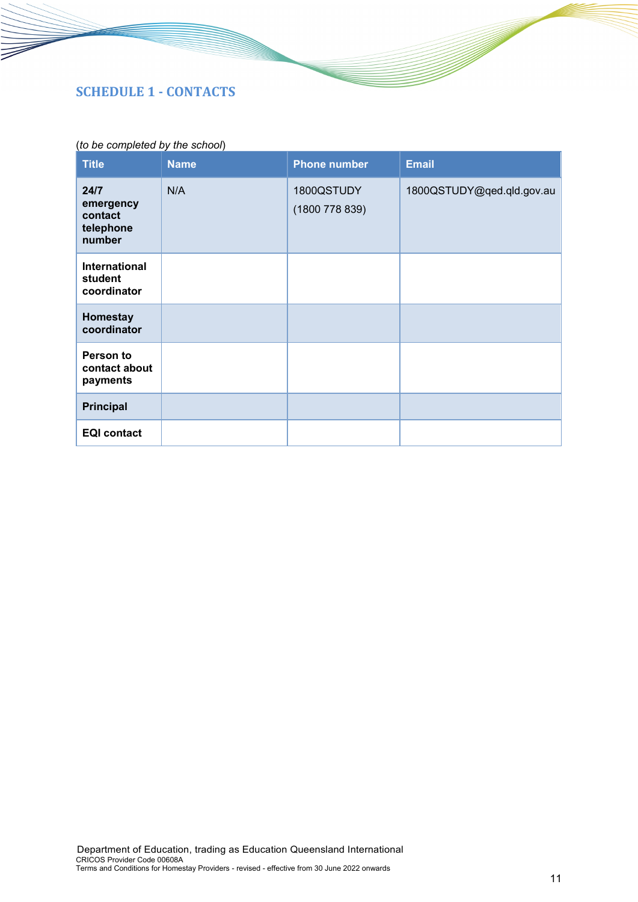## SCHEDULE 1 - CONTACTS

(*to be completed by the school*)

| Title | Name | Phone number | Email |
|---|---|---|---|
| **24/7 emergency contact telephone number** | N/A | 1800QSTUDY (1800 778 839) | 1800QSTUDY@qed.qld.gov.au |
| **International student coordinator** | | | |
| **Homestay coordinator** | | | |
| **Person to contact about payments** | | | |
| **Principal** | | | |
| **EQI contact** | | | |

Department of Education, trading as Education Queensland International
CRICOS Provider Code 00608A
Terms and Conditions for Homestay Providers - revised - effective from 30 June 2022 onwards